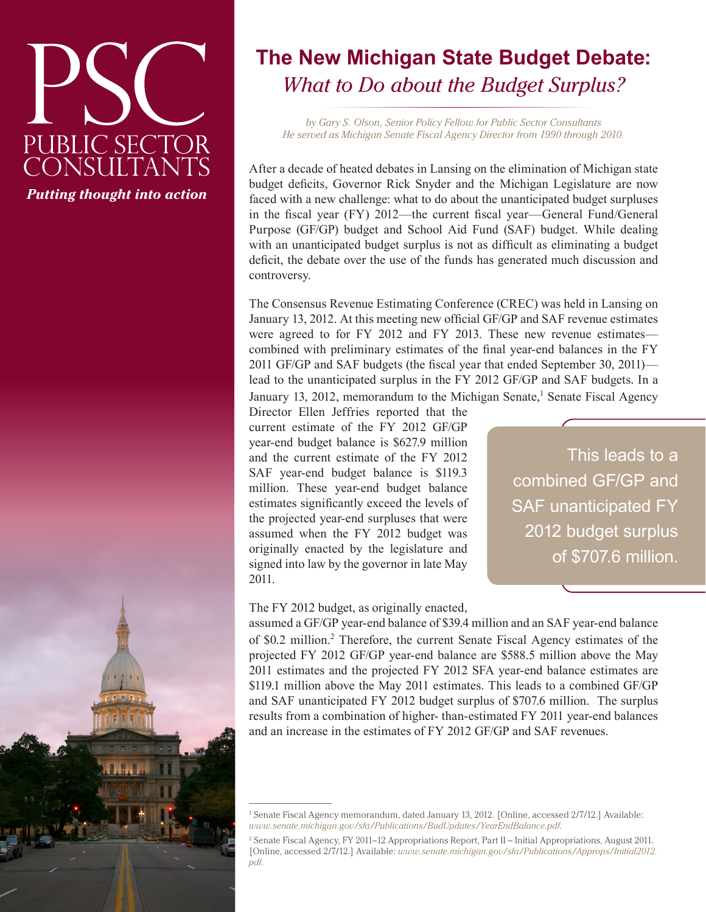# The New Michigan State Budget Debate: *What to Do about the Budget Surplus?*

*by Gary S. Olson, Senior Policy Fellow for Public Sector Consultants*
*He served as Michigan Senate Fiscal Agency Director from 1990 through 2010.*

After a decade of heated debates in Lansing on the elimination of Michigan state budget deficits, Governor Rick Snyder and the Michigan Legislature are now faced with a new challenge: what to do about the unanticipated budget surpluses in the fiscal year (FY) 2012—the current fiscal year—General Fund/General Purpose (GF/GP) budget and School Aid Fund (SAF) budget. While dealing with an unanticipated budget surplus is not as difficult as eliminating a budget deficit, the debate over the use of the funds has generated much discussion and controversy.

The Consensus Revenue Estimating Conference (CREC) was held in Lansing on January 13, 2012. At this meeting new official GF/GP and SAF revenue estimates were agreed to for FY 2012 and FY 2013. These new revenue estimates—combined with preliminary estimates of the final year-end balances in the FY 2011 GF/GP and SAF budgets (the fiscal year that ended September 30, 2011)—lead to the unanticipated surplus in the FY 2012 GF/GP and SAF budgets. In a January 13, 2012, memorandum to the Michigan Senate,[1] Senate Fiscal Agency Director Ellen Jeffries reported that the current estimate of the FY 2012 GF/GP year-end budget balance is $627.9 million and the current estimate of the FY 2012 SAF year-end budget balance is $119.3 million. These year-end budget balance estimates significantly exceed the levels of the projected year-end surpluses that were assumed when the FY 2012 budget was originally enacted by the legislature and signed into law by the governor in late May 2011.

> This leads to a combined GF/GP and SAF unanticipated FY 2012 budget surplus of $707.6 million.

The FY 2012 budget, as originally enacted, assumed a GF/GP year-end balance of $39.4 million and an SAF year-end balance of $0.2 million.[2] Therefore, the current Senate Fiscal Agency estimates of the projected FY 2012 GF/GP year-end balance are $588.5 million above the May 2011 estimates and the projected FY 2012 SFA year-end balance estimates are $119.1 million above the May 2011 estimates. This leads to a combined GF/GP and SAF unanticipated FY 2012 budget surplus of $707.6 million. The surplus results from a combination of higher- than-estimated FY 2011 year-end balances and an increase in the estimates of FY 2012 GF/GP and SAF revenues.

---

[1] Senate Fiscal Agency memorandum, dated January 13, 2012. [Online, accessed 2/7/12.] Available: *www.senate.michigan.gov/sfa/Publications/BudUpdates/YearEndBalance.pdf*.

[2] Senate Fiscal Agency, FY 2011–12 Appropriations Report, Part II – Initial Appropriations, August 2011. [Online, accessed 2/7/12.] Available: *www.senate.michigan.gov/sfa/Publications/Approps/Initial2012.pdf*.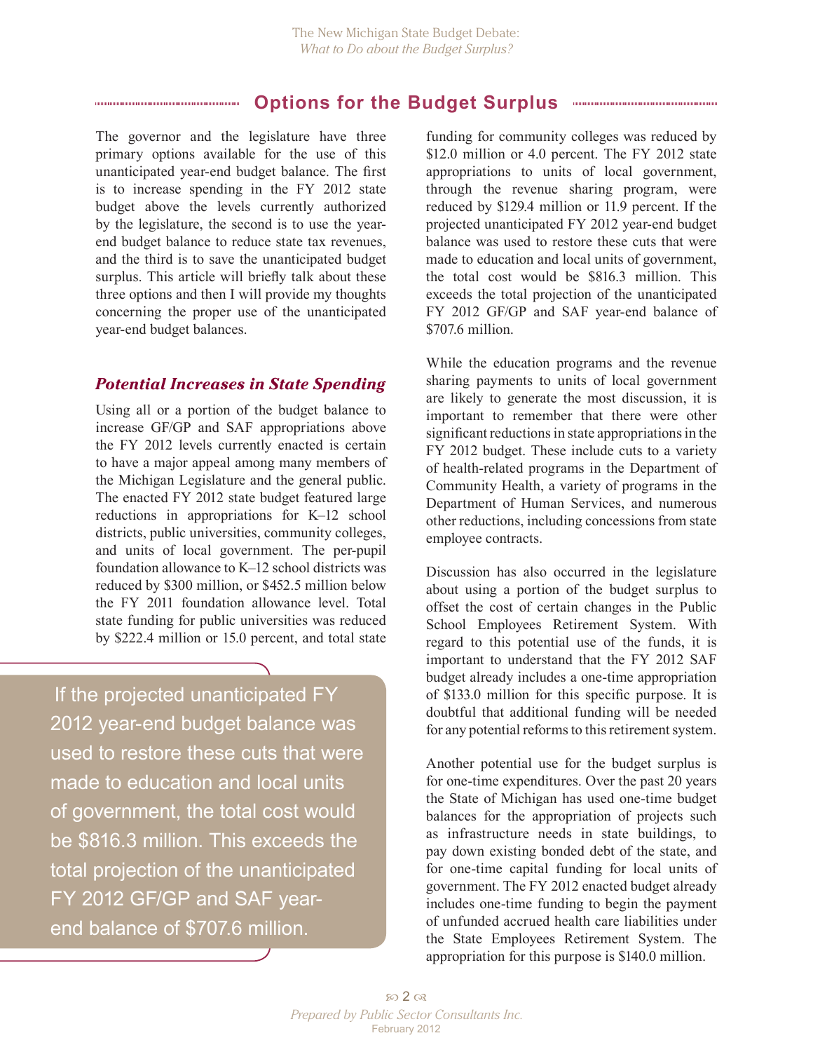## Options for the Budget Surplus

The governor and the legislature have three primary options available for the use of this unanticipated year-end budget balance. The first is to increase spending in the FY 2012 state budget above the levels currently authorized by the legislature, the second is to use the year-end budget balance to reduce state tax revenues, and the third is to save the unanticipated budget surplus. This article will briefly talk about these three options and then I will provide my thoughts concerning the proper use of the unanticipated year-end budget balances.

### *Potential Increases in State Spending*

Using all or a portion of the budget balance to increase GF/GP and SAF appropriations above the FY 2012 levels currently enacted is certain to have a major appeal among many members of the Michigan Legislature and the general public. The enacted FY 2012 state budget featured large reductions in appropriations for K–12 school districts, public universities, community colleges, and units of local government. The per-pupil foundation allowance to K–12 school districts was reduced by $300 million, or $452.5 million below the FY 2011 foundation allowance level. Total state funding for public universities was reduced by $222.4 million or 15.0 percent, and total state funding for community colleges was reduced by $12.0 million or 4.0 percent. The FY 2012 state appropriations to units of local government, through the revenue sharing program, were reduced by $129.4 million or 11.9 percent. If the projected unanticipated FY 2012 year-end budget balance was used to restore these cuts that were made to education and local units of government, the total cost would be $816.3 million. This exceeds the total projection of the unanticipated FY 2012 GF/GP and SAF year-end balance of $707.6 million.

> If the projected unanticipated FY 2012 year-end budget balance was used to restore these cuts that were made to education and local units of government, the total cost would be $816.3 million. This exceeds the total projection of the unanticipated FY 2012 GF/GP and SAF year-end balance of $707.6 million.

While the education programs and the revenue sharing payments to units of local government are likely to generate the most discussion, it is important to remember that there were other significant reductions in state appropriations in the FY 2012 budget. These include cuts to a variety of health-related programs in the Department of Community Health, a variety of programs in the Department of Human Services, and numerous other reductions, including concessions from state employee contracts.

Discussion has also occurred in the legislature about using a portion of the budget surplus to offset the cost of certain changes in the Public School Employees Retirement System. With regard to this potential use of the funds, it is important to understand that the FY 2012 SAF budget already includes a one-time appropriation of $133.0 million for this specific purpose. It is doubtful that additional funding will be needed for any potential reforms to this retirement system.

Another potential use for the budget surplus is for one-time expenditures. Over the past 20 years the State of Michigan has used one-time budget balances for the appropriation of projects such as infrastructure needs in state buildings, to pay down existing bonded debt of the state, and for one-time capital funding for local units of government. The FY 2012 enacted budget already includes one-time funding to begin the payment of unfunded accrued health care liabilities under the State Employees Retirement System. The appropriation for this purpose is $140.0 million.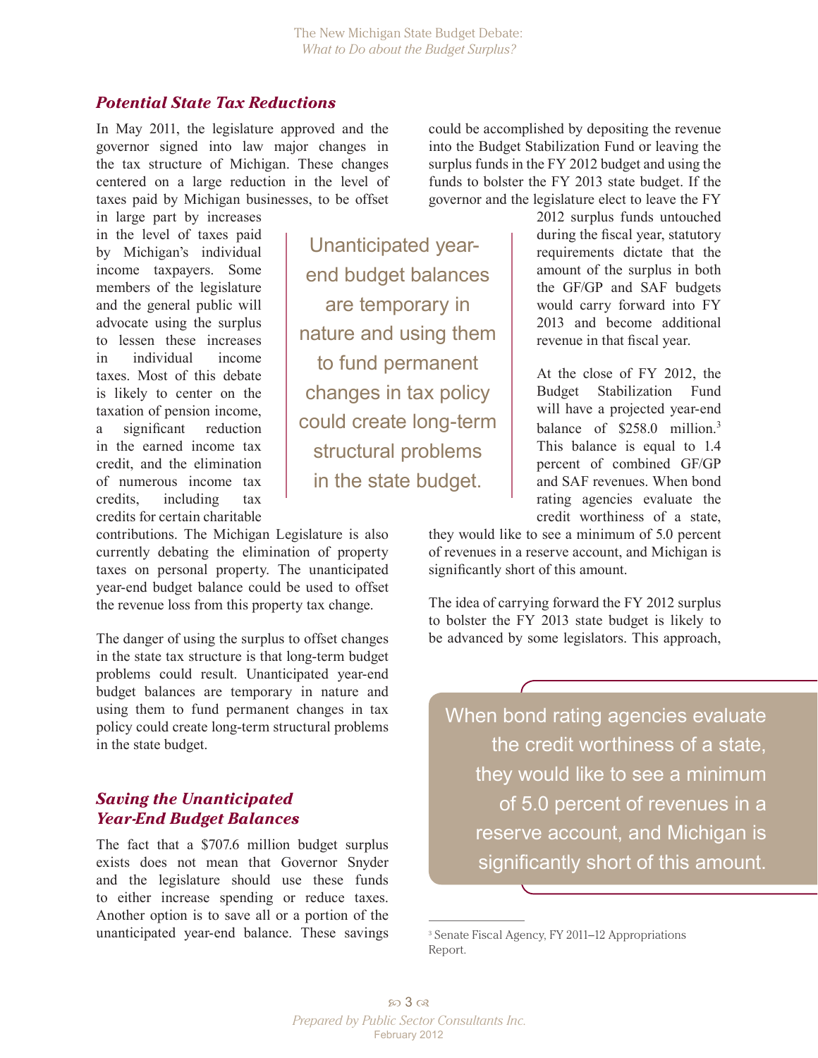## *Potential State Tax Reductions*

In May 2011, the legislature approved and the governor signed into law major changes in the tax structure of Michigan. These changes centered on a large reduction in the level of taxes paid by Michigan businesses, to be offset in large part by increases in the level of taxes paid by Michigan's individual income taxpayers. Some members of the legislature and the general public will advocate using the surplus to lessen these increases in individual income taxes. Most of this debate is likely to center on the taxation of pension income, a significant reduction in the earned income tax credit, and the elimination of numerous income tax credits, including tax credits for certain charitable contributions. The Michigan Legislature is also currently debating the elimination of property taxes on personal property. The unanticipated year-end budget balance could be used to offset the revenue loss from this property tax change.

> Unanticipated year-end budget balances are temporary in nature and using them to fund permanent changes in tax policy could create long-term structural problems in the state budget.

The danger of using the surplus to offset changes in the state tax structure is that long-term budget problems could result. Unanticipated year-end budget balances are temporary in nature and using them to fund permanent changes in tax policy could create long-term structural problems in the state budget.

## *Saving the Unanticipated Year-End Budget Balances*

The fact that a $707.6 million budget surplus exists does not mean that Governor Snyder and the legislature should use these funds to either increase spending or reduce taxes. Another option is to save all or a portion of the unanticipated year-end balance. These savings could be accomplished by depositing the revenue into the Budget Stabilization Fund or leaving the surplus funds in the FY 2012 budget and using the funds to bolster the FY 2013 state budget. If the governor and the legislature elect to leave the FY 2012 surplus funds untouched during the fiscal year, statutory requirements dictate that the amount of the surplus in both the GF/GP and SAF budgets would carry forward into FY 2013 and become additional revenue in that fiscal year.

At the close of FY 2012, the Budget Stabilization Fund will have a projected year-end balance of $258.0 million.[3] This balance is equal to 1.4 percent of combined GF/GP and SAF revenues. When bond rating agencies evaluate the credit worthiness of a state, they would like to see a minimum of 5.0 percent of revenues in a reserve account, and Michigan is significantly short of this amount.

The idea of carrying forward the FY 2012 surplus to bolster the FY 2013 state budget is likely to be advanced by some legislators. This approach,

> When bond rating agencies evaluate the credit worthiness of a state, they would like to see a minimum of 5.0 percent of revenues in a reserve account, and Michigan is significantly short of this amount.

[3] Senate Fiscal Agency, FY 2011–12 Appropriations Report.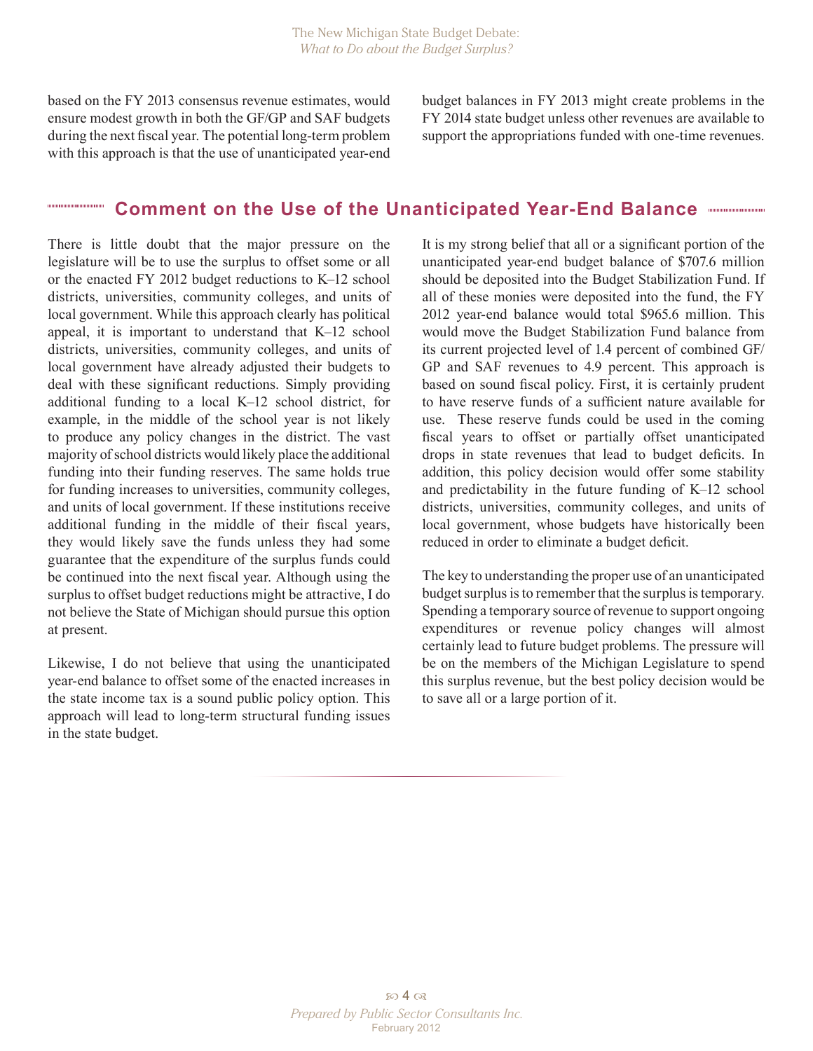based on the FY 2013 consensus revenue estimates, would ensure modest growth in both the GF/GP and SAF budgets during the next fiscal year. The potential long-term problem with this approach is that the use of unanticipated year-end budget balances in FY 2013 might create problems in the FY 2014 state budget unless other revenues are available to support the appropriations funded with one-time revenues.

## Comment on the Use of the Unanticipated Year-End Balance

There is little doubt that the major pressure on the legislature will be to use the surplus to offset some or all or the enacted FY 2012 budget reductions to K–12 school districts, universities, community colleges, and units of local government. While this approach clearly has political appeal, it is important to understand that K–12 school districts, universities, community colleges, and units of local government have already adjusted their budgets to deal with these significant reductions. Simply providing additional funding to a local K–12 school district, for example, in the middle of the school year is not likely to produce any policy changes in the district. The vast majority of school districts would likely place the additional funding into their funding reserves. The same holds true for funding increases to universities, community colleges, and units of local government. If these institutions receive additional funding in the middle of their fiscal years, they would likely save the funds unless they had some guarantee that the expenditure of the surplus funds could be continued into the next fiscal year. Although using the surplus to offset budget reductions might be attractive, I do not believe the State of Michigan should pursue this option at present.

Likewise, I do not believe that using the unanticipated year-end balance to offset some of the enacted increases in the state income tax is a sound public policy option. This approach will lead to long-term structural funding issues in the state budget.

It is my strong belief that all or a significant portion of the unanticipated year-end budget balance of $707.6 million should be deposited into the Budget Stabilization Fund. If all of these monies were deposited into the fund, the FY 2012 year-end balance would total $965.6 million. This would move the Budget Stabilization Fund balance from its current projected level of 1.4 percent of combined GF/GP and SAF revenues to 4.9 percent. This approach is based on sound fiscal policy. First, it is certainly prudent to have reserve funds of a sufficient nature available for use. These reserve funds could be used in the coming fiscal years to offset or partially offset unanticipated drops in state revenues that lead to budget deficits. In addition, this policy decision would offer some stability and predictability in the future funding of K–12 school districts, universities, community colleges, and units of local government, whose budgets have historically been reduced in order to eliminate a budget deficit.

The key to understanding the proper use of an unanticipated budget surplus is to remember that the surplus is temporary. Spending a temporary source of revenue to support ongoing expenditures or revenue policy changes will almost certainly lead to future budget problems. The pressure will be on the members of the Michigan Legislature to spend this surplus revenue, but the best policy decision would be to save all or a large portion of it.